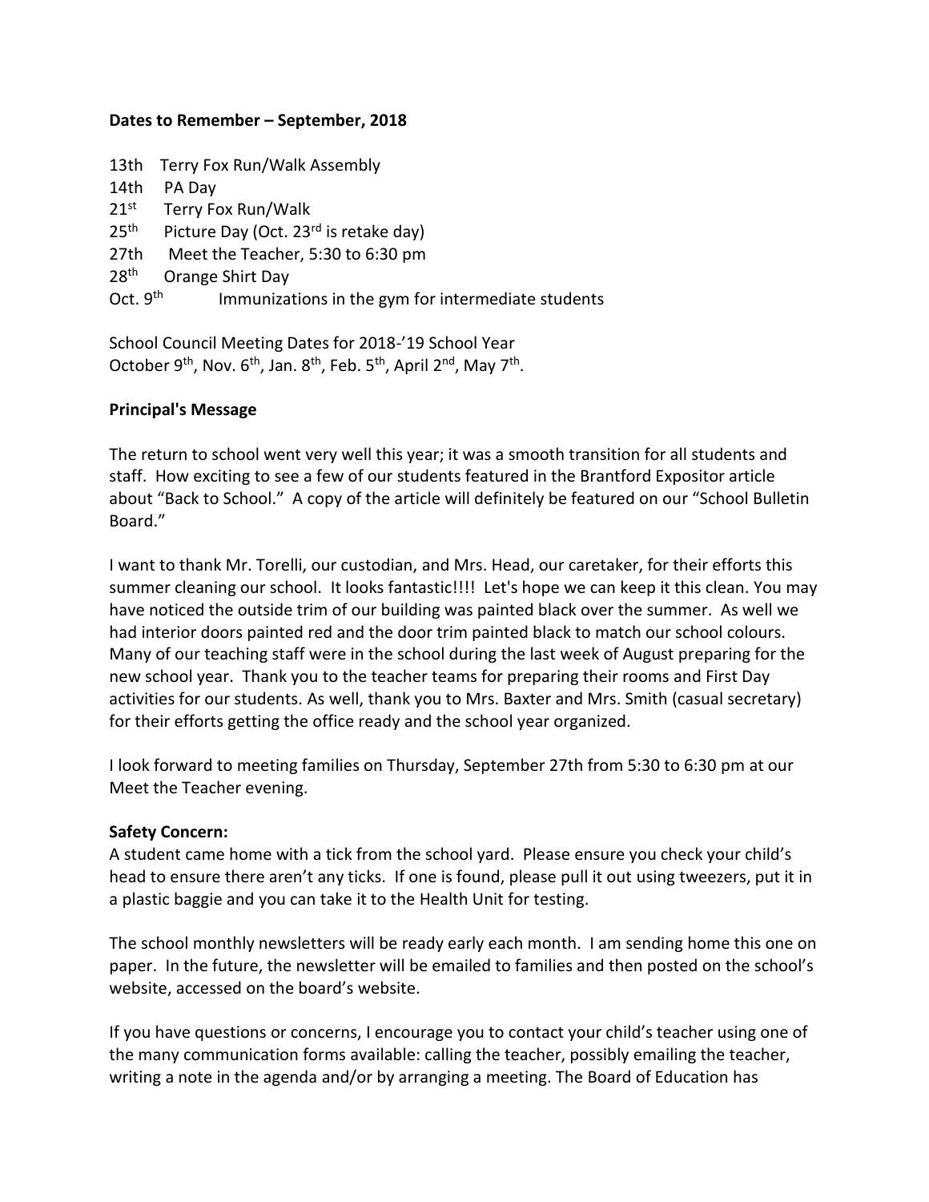**Dates to Remember – September, 2018**

13th Terry Fox Run/Walk Assembly
14th PA Day
21st Terry Fox Run/Walk
25th Picture Day (Oct. 23rd is retake day)
27th Meet the Teacher, 5:30 to 6:30 pm
28th Orange Shirt Day
Oct. 9th Immunizations in the gym for intermediate students

School Council Meeting Dates for 2018-'19 School Year
October 9th, Nov. 6th, Jan. 8th, Feb. 5th, April 2nd, May 7th.

**Principal's Message**

The return to school went very well this year; it was a smooth transition for all students and staff. How exciting to see a few of our students featured in the Brantford Expositor article about "Back to School." A copy of the article will definitely be featured on our "School Bulletin Board."

I want to thank Mr. Torelli, our custodian, and Mrs. Head, our caretaker, for their efforts this summer cleaning our school. It looks fantastic!!!! Let's hope we can keep it this clean. You may have noticed the outside trim of our building was painted black over the summer. As well we had interior doors painted red and the door trim painted black to match our school colours. Many of our teaching staff were in the school during the last week of August preparing for the new school year. Thank you to the teacher teams for preparing their rooms and First Day activities for our students. As well, thank you to Mrs. Baxter and Mrs. Smith (casual secretary) for their efforts getting the office ready and the school year organized.

I look forward to meeting families on Thursday, September 27th from 5:30 to 6:30 pm at our Meet the Teacher evening.

**Safety Concern:**
A student came home with a tick from the school yard. Please ensure you check your child's head to ensure there aren't any ticks. If one is found, please pull it out using tweezers, put it in a plastic baggie and you can take it to the Health Unit for testing.

The school monthly newsletters will be ready early each month. I am sending home this one on paper. In the future, the newsletter will be emailed to families and then posted on the school's website, accessed on the board's website.

If you have questions or concerns, I encourage you to contact your child's teacher using one of the many communication forms available: calling the teacher, possibly emailing the teacher, writing a note in the agenda and/or by arranging a meeting. The Board of Education has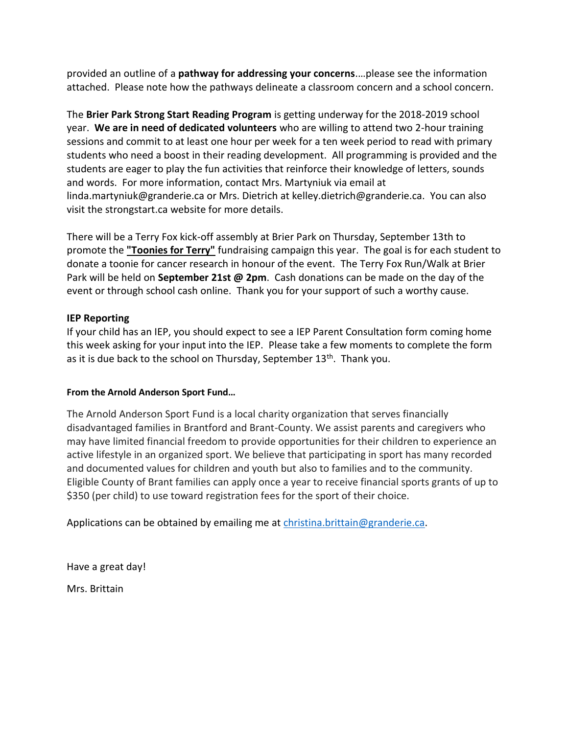provided an outline of a **pathway for addressing your concerns**….please see the information attached. Please note how the pathways delineate a classroom concern and a school concern.

The **Brier Park Strong Start Reading Program** is getting underway for the 2018-2019 school year. **We are in need of dedicated volunteers** who are willing to attend two 2-hour training sessions and commit to at least one hour per week for a ten week period to read with primary students who need a boost in their reading development. All programming is provided and the students are eager to play the fun activities that reinforce their knowledge of letters, sounds and words. For more information, contact Mrs. Martyniuk via email at linda.martyniuk@granderie.ca or Mrs. Dietrich at kelley.dietrich@granderie.ca. You can also visit the strongstart.ca website for more details.

There will be a Terry Fox kick-off assembly at Brier Park on Thursday, September 13th to promote the **"Toonies for Terry"** fundraising campaign this year. The goal is for each student to donate a toonie for cancer research in honour of the event. The Terry Fox Run/Walk at Brier Park will be held on **September 21st @ 2pm**. Cash donations can be made on the day of the event or through school cash online. Thank you for your support of such a worthy cause.

**IEP Reporting**
If your child has an IEP, you should expect to see a IEP Parent Consultation form coming home this week asking for your input into the IEP. Please take a few moments to complete the form as it is due back to the school on Thursday, September 13th. Thank you.

**From the Arnold Anderson Sport Fund…**

The Arnold Anderson Sport Fund is a local charity organization that serves financially disadvantaged families in Brantford and Brant-County. We assist parents and caregivers who may have limited financial freedom to provide opportunities for their children to experience an active lifestyle in an organized sport. We believe that participating in sport has many recorded and documented values for children and youth but also to families and to the community. Eligible County of Brant families can apply once a year to receive financial sports grants of up to $350 (per child) to use toward registration fees for the sport of their choice.

Applications can be obtained by emailing me at christina.brittain@granderie.ca.

Have a great day!

Mrs. Brittain